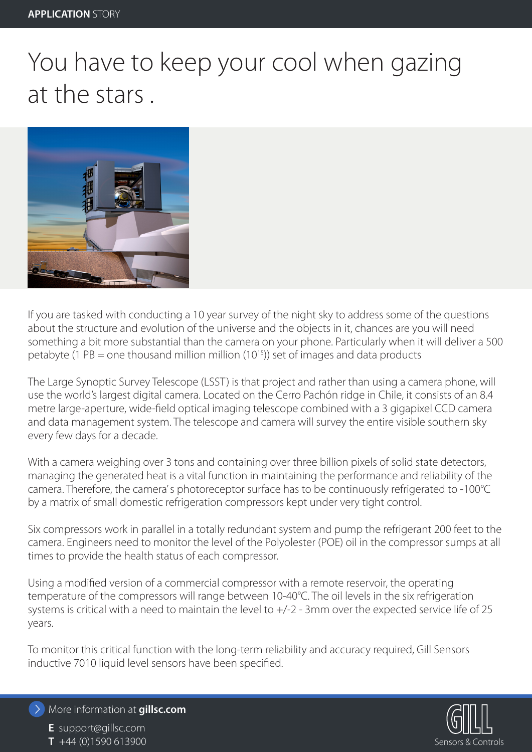APPLICATION STORY

# You have to keep your cool when gazing at the stars .

If you are tasked with conducting a 10 year survey of the night sky to address some of the questions about the structure and evolution of the universe and the objects in it, chances are you will need something a bit more substantial than the camera on your phone. Particularly when it will deliver a 500 petabyte (1 PB = one thousand million million ($10^{15}$)) set of images and data products

The Large Synoptic Survey Telescope (LSST) is that project and rather than using a camera phone, will use the world's largest digital camera. Located on the Cerro Pachón ridge in Chile, it consists of an 8.4 metre large-aperture, wide-field optical imaging telescope combined with a 3 gigapixel CCD camera and data management system. The telescope and camera will survey the entire visible southern sky every few days for a decade.

With a camera weighing over 3 tons and containing over three billion pixels of solid state detectors, managing the generated heat is a vital function in maintaining the performance and reliability of the camera. Therefore, the camera's photoreceptor surface has to be continuously refrigerated to -100°C by a matrix of small domestic refrigeration compressors kept under very tight control.

Six compressors work in parallel in a totally redundant system and pump the refrigerant 200 feet to the camera. Engineers need to monitor the level of the Polyolester (POE) oil in the compressor sumps at all times to provide the health status of each compressor.

Using a modified version of a commercial compressor with a remote reservoir, the operating temperature of the compressors will range between 10-40°C. The oil levels in the six refrigeration systems is critical with a need to maintain the level to +/-2 - 3mm over the expected service life of 25 years.

To monitor this critical function with the long-term reliability and accuracy required, Gill Sensors inductive 7010 liquid level sensors have been specified.

More information at **gillsc.com**

**E** support@gillsc.com
**T** +44 (0)1590 613900

GILL Sensors & Controls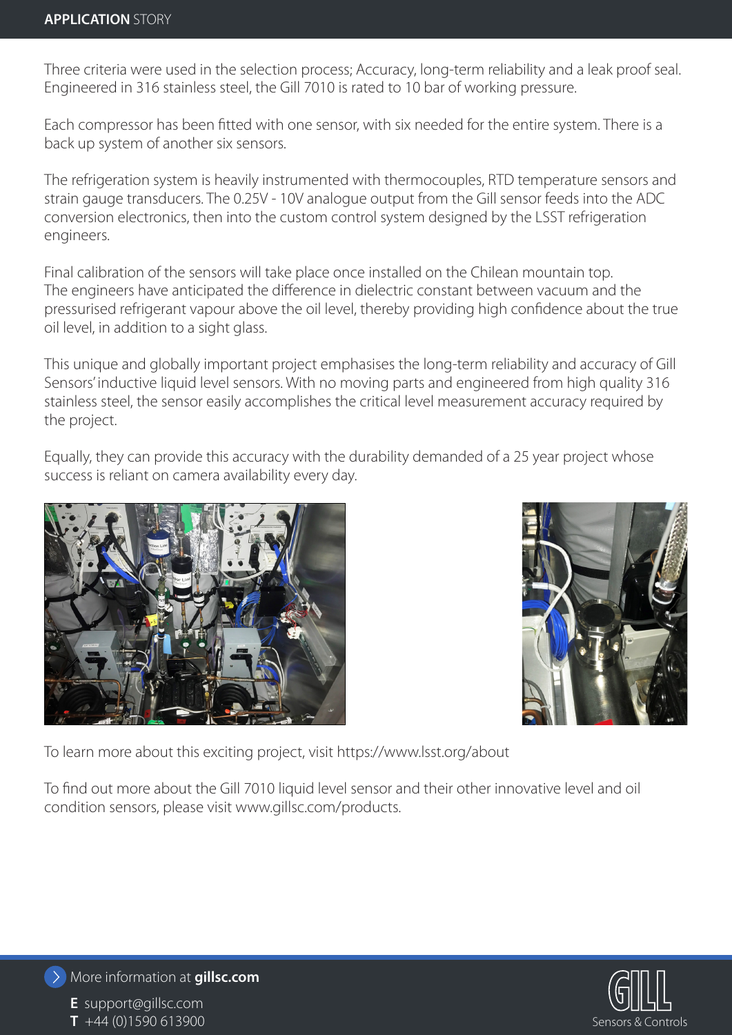Three criteria were used in the selection process; Accuracy, long-term reliability and a leak proof seal. Engineered in 316 stainless steel, the Gill 7010 is rated to 10 bar of working pressure.

Each compressor has been fitted with one sensor, with six needed for the entire system. There is a back up system of another six sensors.

The refrigeration system is heavily instrumented with thermocouples, RTD temperature sensors and strain gauge transducers. The 0.25V - 10V analogue output from the Gill sensor feeds into the ADC conversion electronics, then into the custom control system designed by the LSST refrigeration engineers.

Final calibration of the sensors will take place once installed on the Chilean mountain top. The engineers have anticipated the difference in dielectric constant between vacuum and the pressurised refrigerant vapour above the oil level, thereby providing high confidence about the true oil level, in addition to a sight glass.

This unique and globally important project emphasises the long-term reliability and accuracy of Gill Sensors' inductive liquid level sensors. With no moving parts and engineered from high quality 316 stainless steel, the sensor easily accomplishes the critical level measurement accuracy required by the project.

Equally, they can provide this accuracy with the durability demanded of a 25 year project whose success is reliant on camera availability every day.

To learn more about this exciting project, visit https://www.lsst.org/about

To find out more about the Gill 7010 liquid level sensor and their other innovative level and oil condition sensors, please visit www.gillsc.com/products.

More information at **gillsc.com**

**E** support@gillsc.com
**T** +44 (0)1590 613900